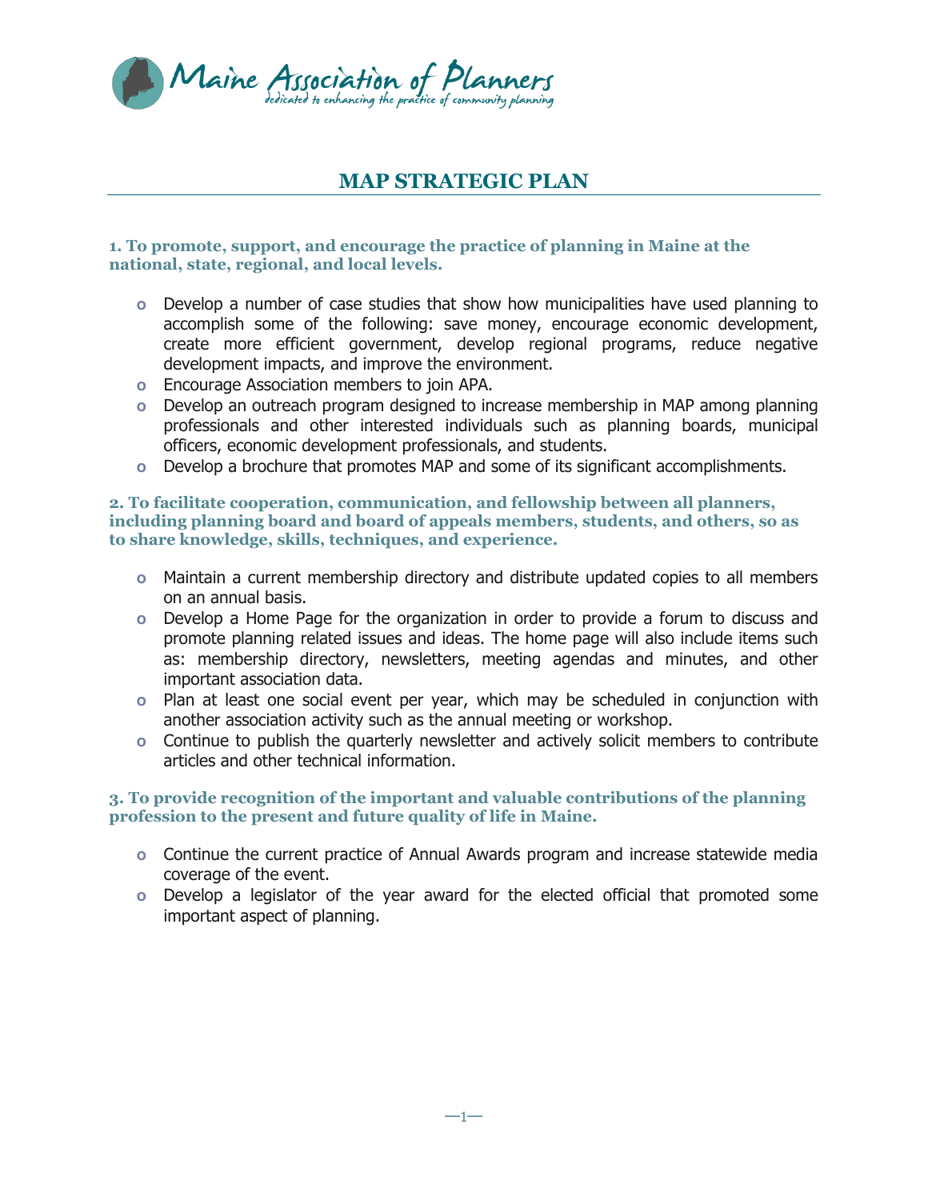Maine Association of Planners
*dedicated to enhancing the practice of community planning*

# MAP STRATEGIC PLAN

**1. To promote, support, and encourage the practice of planning in Maine at the national, state, regional, and local levels.**

- Develop a number of case studies that show how municipalities have used planning to accomplish some of the following: save money, encourage economic development, create more efficient government, develop regional programs, reduce negative development impacts, and improve the environment.
- Encourage Association members to join APA.
- Develop an outreach program designed to increase membership in MAP among planning professionals and other interested individuals such as planning boards, municipal officers, economic development professionals, and students.
- Develop a brochure that promotes MAP and some of its significant accomplishments.

**2. To facilitate cooperation, communication, and fellowship between all planners, including planning board and board of appeals members, students, and others, so as to share knowledge, skills, techniques, and experience.**

- Maintain a current membership directory and distribute updated copies to all members on an annual basis.
- Develop a Home Page for the organization in order to provide a forum to discuss and promote planning related issues and ideas. The home page will also include items such as: membership directory, newsletters, meeting agendas and minutes, and other important association data.
- Plan at least one social event per year, which may be scheduled in conjunction with another association activity such as the annual meeting or workshop.
- Continue to publish the quarterly newsletter and actively solicit members to contribute articles and other technical information.

**3. To provide recognition of the important and valuable contributions of the planning profession to the present and future quality of life in Maine.**

- Continue the current practice of Annual Awards program and increase statewide media coverage of the event.
- Develop a legislator of the year award for the elected official that promoted some important aspect of planning.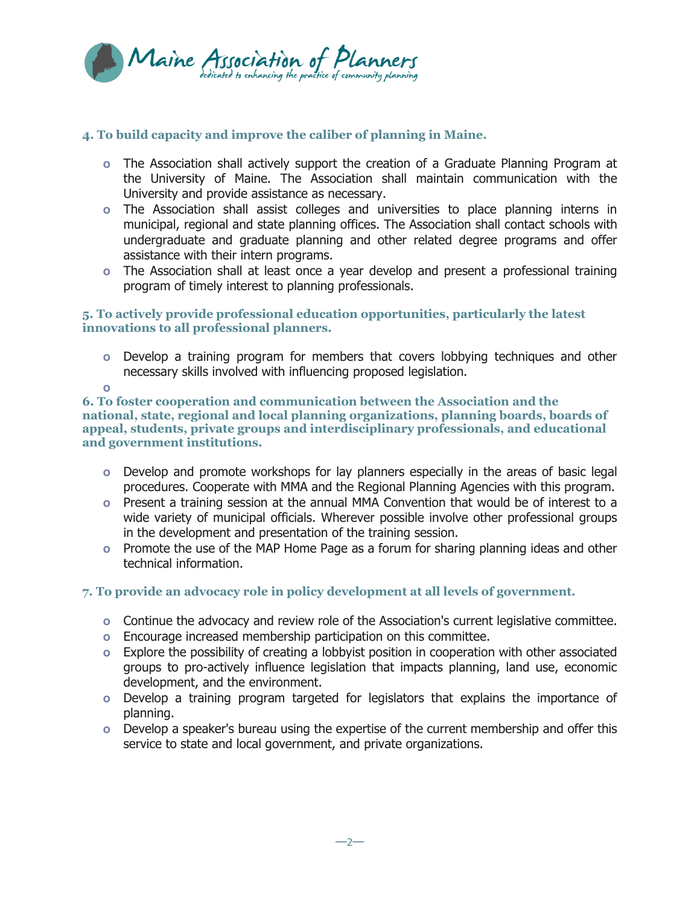**4. To build capacity and improve the caliber of planning in Maine.**

- The Association shall actively support the creation of a Graduate Planning Program at the University of Maine. The Association shall maintain communication with the University and provide assistance as necessary.
- The Association shall assist colleges and universities to place planning interns in municipal, regional and state planning offices. The Association shall contact schools with undergraduate and graduate planning and other related degree programs and offer assistance with their intern programs.
- The Association shall at least once a year develop and present a professional training program of timely interest to planning professionals.

**5. To actively provide professional education opportunities, particularly the latest innovations to all professional planners.**

- Develop a training program for members that covers lobbying techniques and other necessary skills involved with influencing proposed legislation.
- 

**6. To foster cooperation and communication between the Association and the national, state, regional and local planning organizations, planning boards, boards of appeal, students, private groups and interdisciplinary professionals, and educational and government institutions.**

- Develop and promote workshops for lay planners especially in the areas of basic legal procedures. Cooperate with MMA and the Regional Planning Agencies with this program.
- Present a training session at the annual MMA Convention that would be of interest to a wide variety of municipal officials. Wherever possible involve other professional groups in the development and presentation of the training session.
- Promote the use of the MAP Home Page as a forum for sharing planning ideas and other technical information.

**7. To provide an advocacy role in policy development at all levels of government.**

- Continue the advocacy and review role of the Association's current legislative committee.
- Encourage increased membership participation on this committee.
- Explore the possibility of creating a lobbyist position in cooperation with other associated groups to pro-actively influence legislation that impacts planning, land use, economic development, and the environment.
- Develop a training program targeted for legislators that explains the importance of planning.
- Develop a speaker's bureau using the expertise of the current membership and offer this service to state and local government, and private organizations.